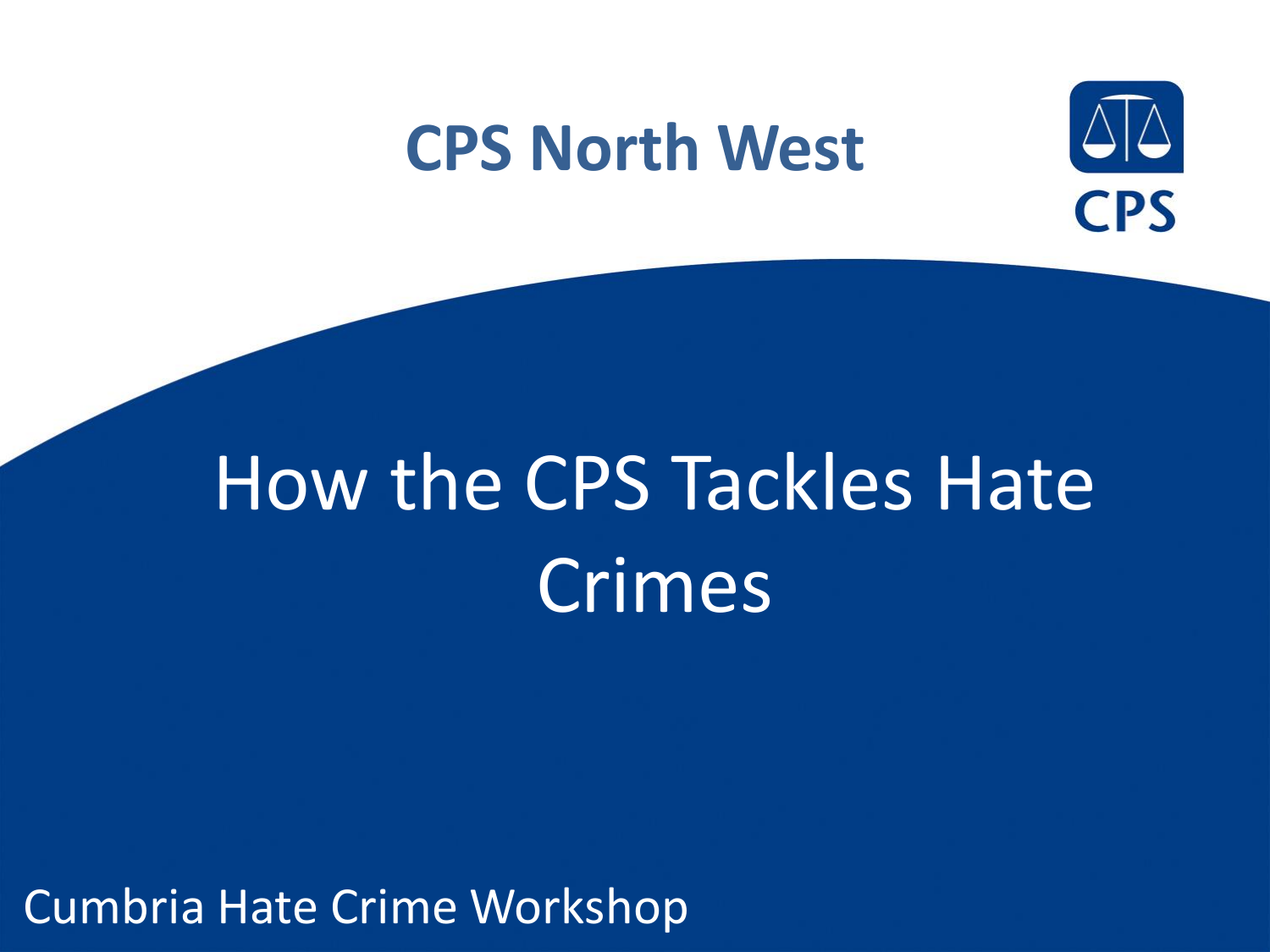## CPS North West

CPS

# How the CPS Tackles Hate Crimes

Cumbria Hate Crime Workshop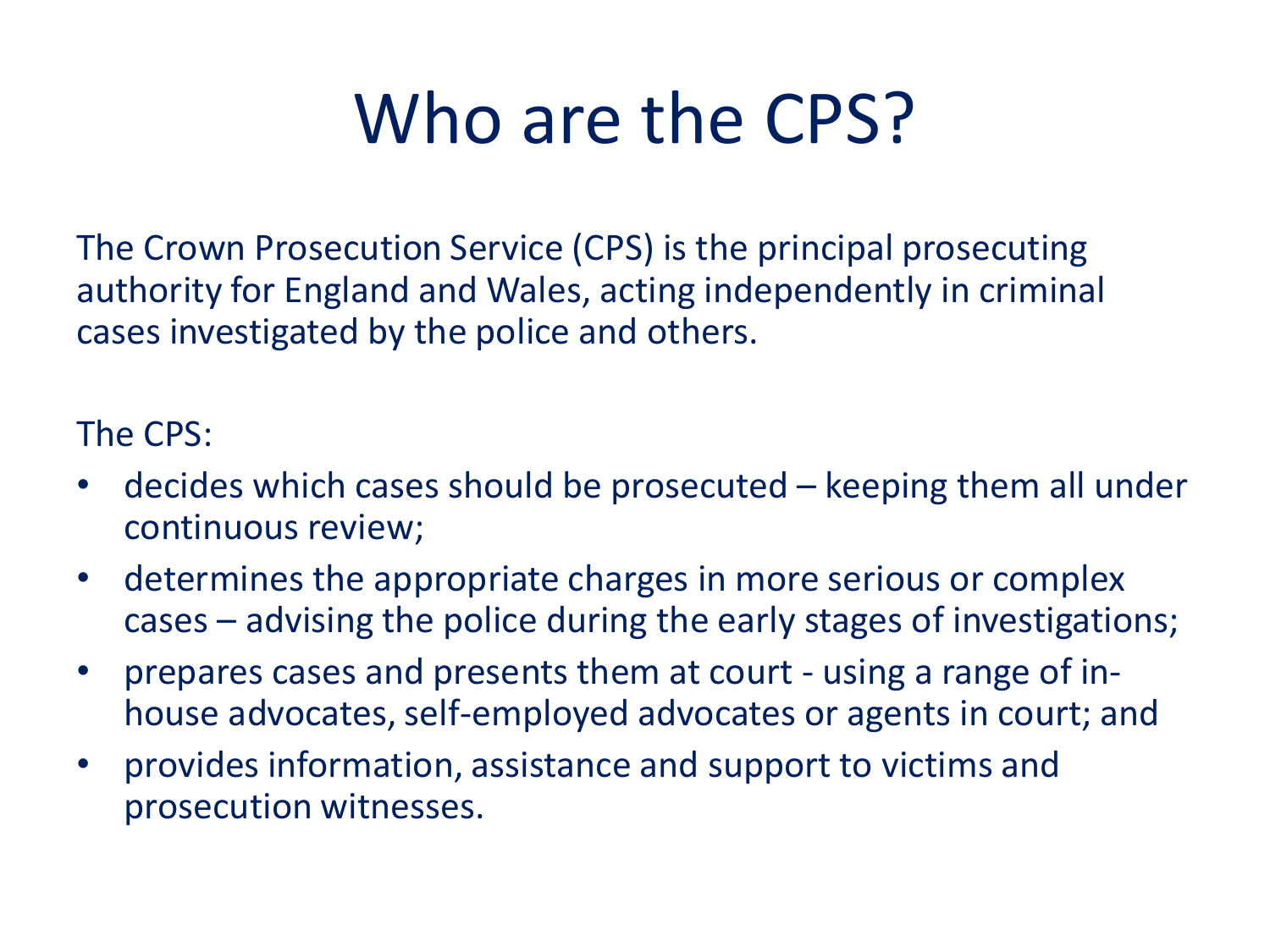# Who are the CPS?

The Crown Prosecution Service (CPS) is the principal prosecuting authority for England and Wales, acting independently in criminal cases investigated by the police and others.

The CPS:

- decides which cases should be prosecuted – keeping them all under continuous review;
- determines the appropriate charges in more serious or complex cases – advising the police during the early stages of investigations;
- prepares cases and presents them at court - using a range of in-house advocates, self-employed advocates or agents in court; and
- provides information, assistance and support to victims and prosecution witnesses.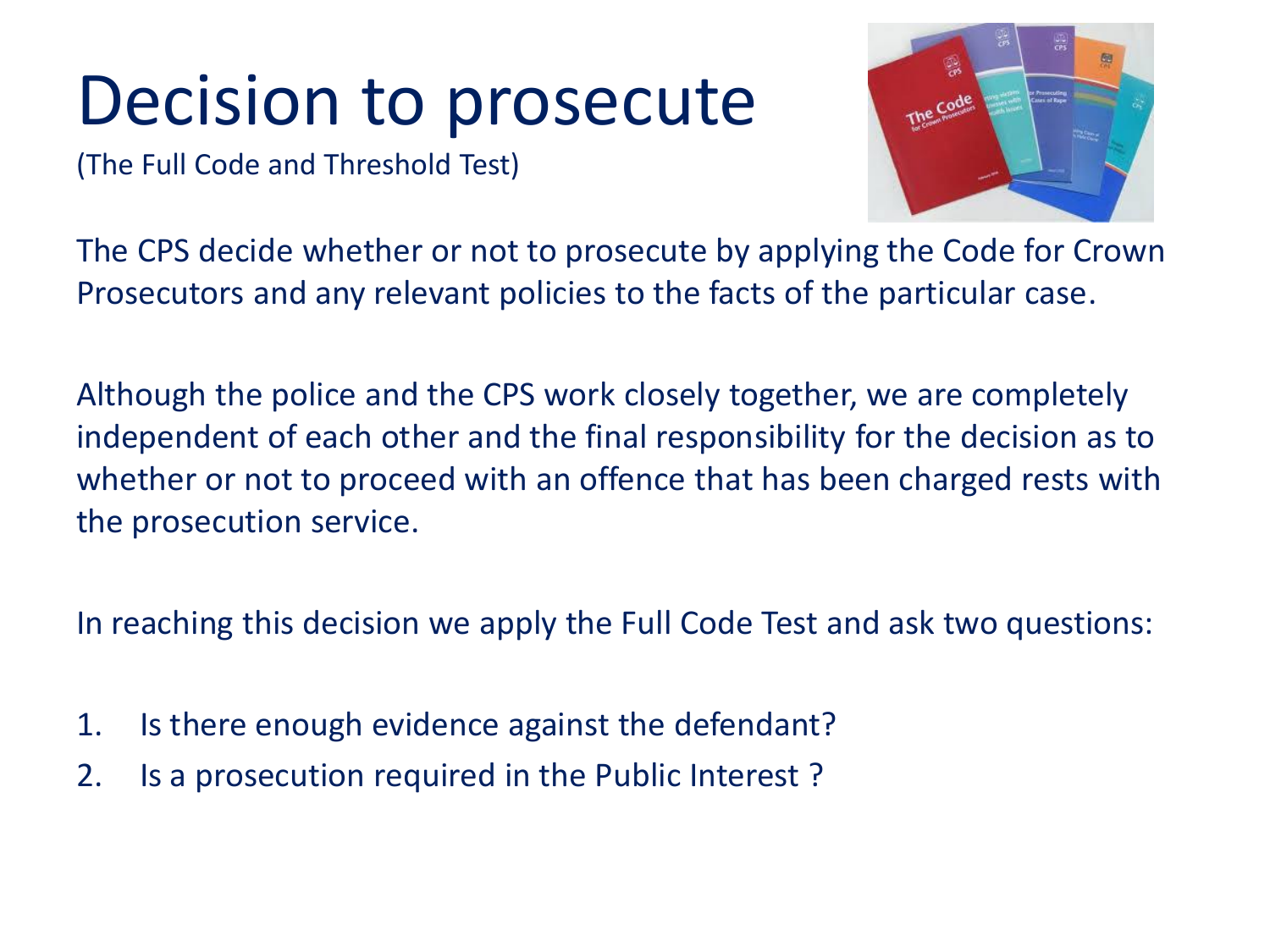# Decision to prosecute

(The Full Code and Threshold Test)

The CPS decide whether or not to prosecute by applying the Code for Crown Prosecutors and any relevant policies to the facts of the particular case.

Although the police and the CPS work closely together, we are completely independent of each other and the final responsibility for the decision as to whether or not to proceed with an offence that has been charged rests with the prosecution service.

In reaching this decision we apply the Full Code Test and ask two questions:

1. Is there enough evidence against the defendant?
2. Is a prosecution required in the Public Interest ?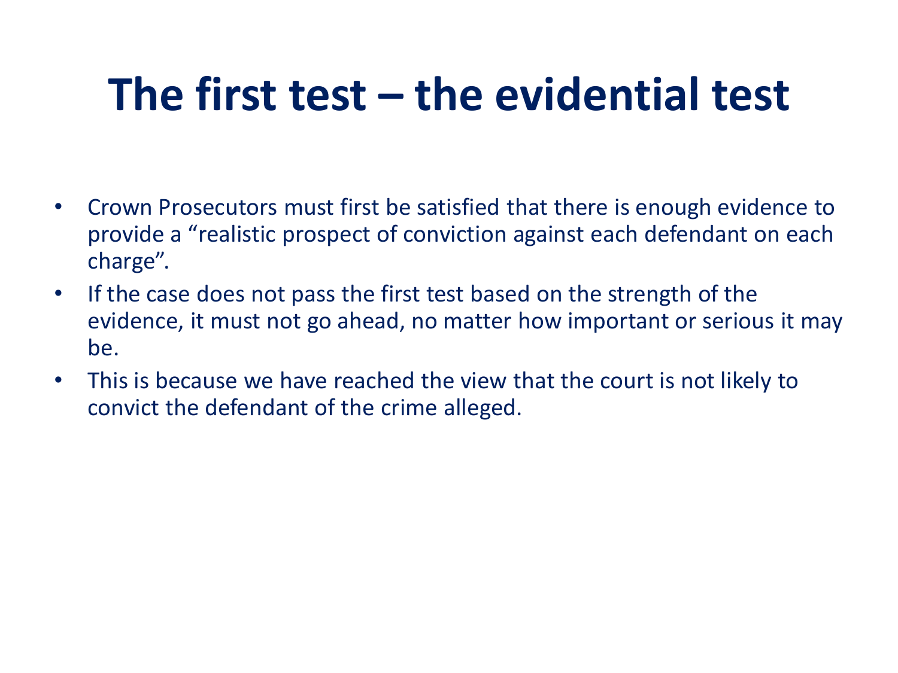# The first test – the evidential test

- Crown Prosecutors must first be satisfied that there is enough evidence to provide a "realistic prospect of conviction against each defendant on each charge".
- If the case does not pass the first test based on the strength of the evidence, it must not go ahead, no matter how important or serious it may be.
- This is because we have reached the view that the court is not likely to convict the defendant of the crime alleged.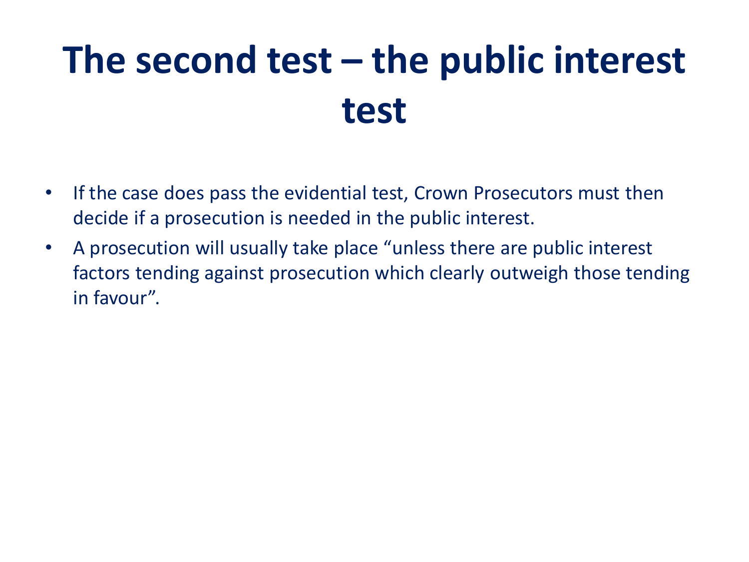# The second test – the public interest test

- If the case does pass the evidential test, Crown Prosecutors must then decide if a prosecution is needed in the public interest.
- A prosecution will usually take place "unless there are public interest factors tending against prosecution which clearly outweigh those tending in favour".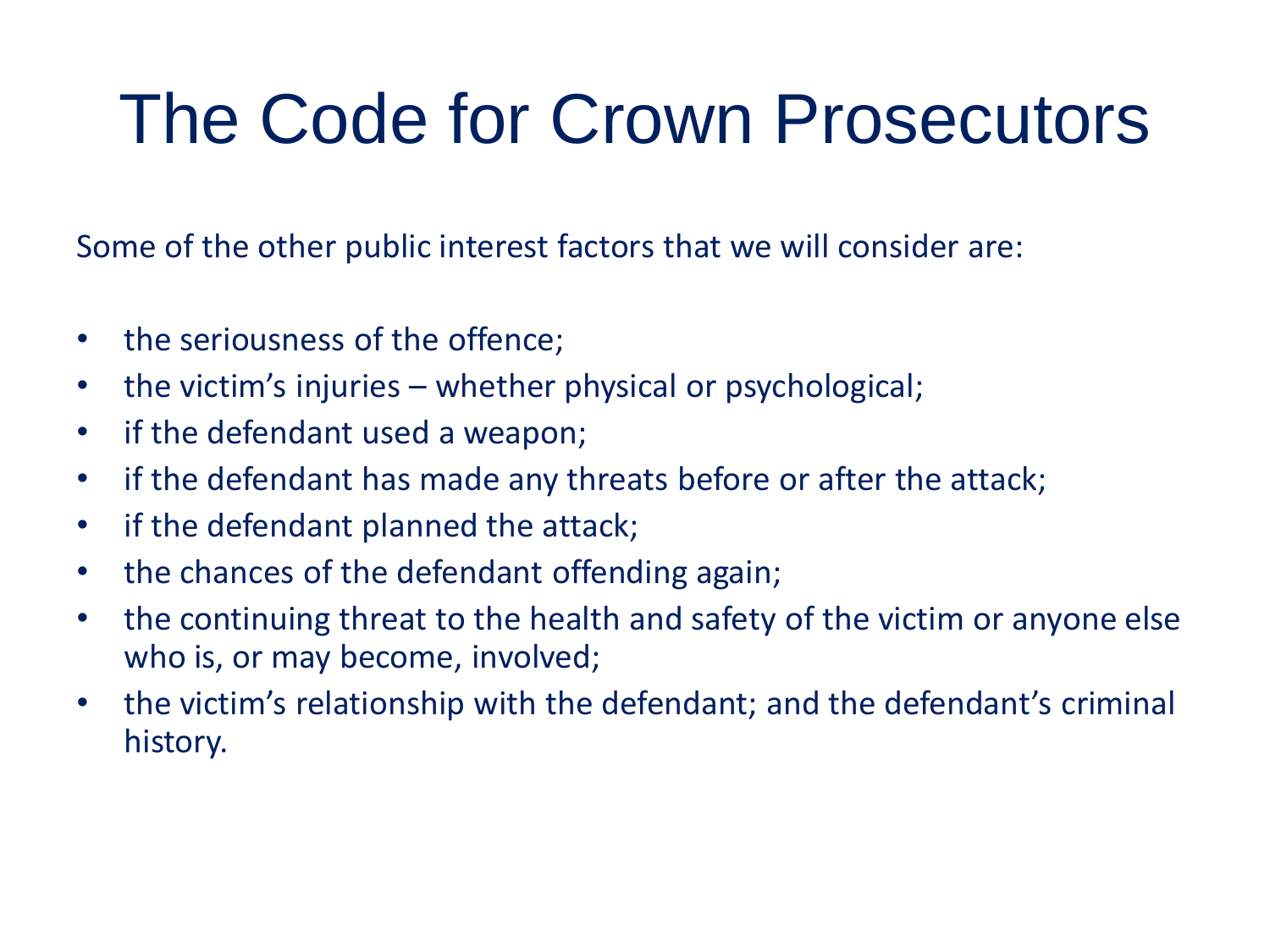# The Code for Crown Prosecutors

Some of the other public interest factors that we will consider are:

- the seriousness of the offence;
- the victim's injuries – whether physical or psychological;
- if the defendant used a weapon;
- if the defendant has made any threats before or after the attack;
- if the defendant planned the attack;
- the chances of the defendant offending again;
- the continuing threat to the health and safety of the victim or anyone else who is, or may become, involved;
- the victim's relationship with the defendant; and the defendant's criminal history.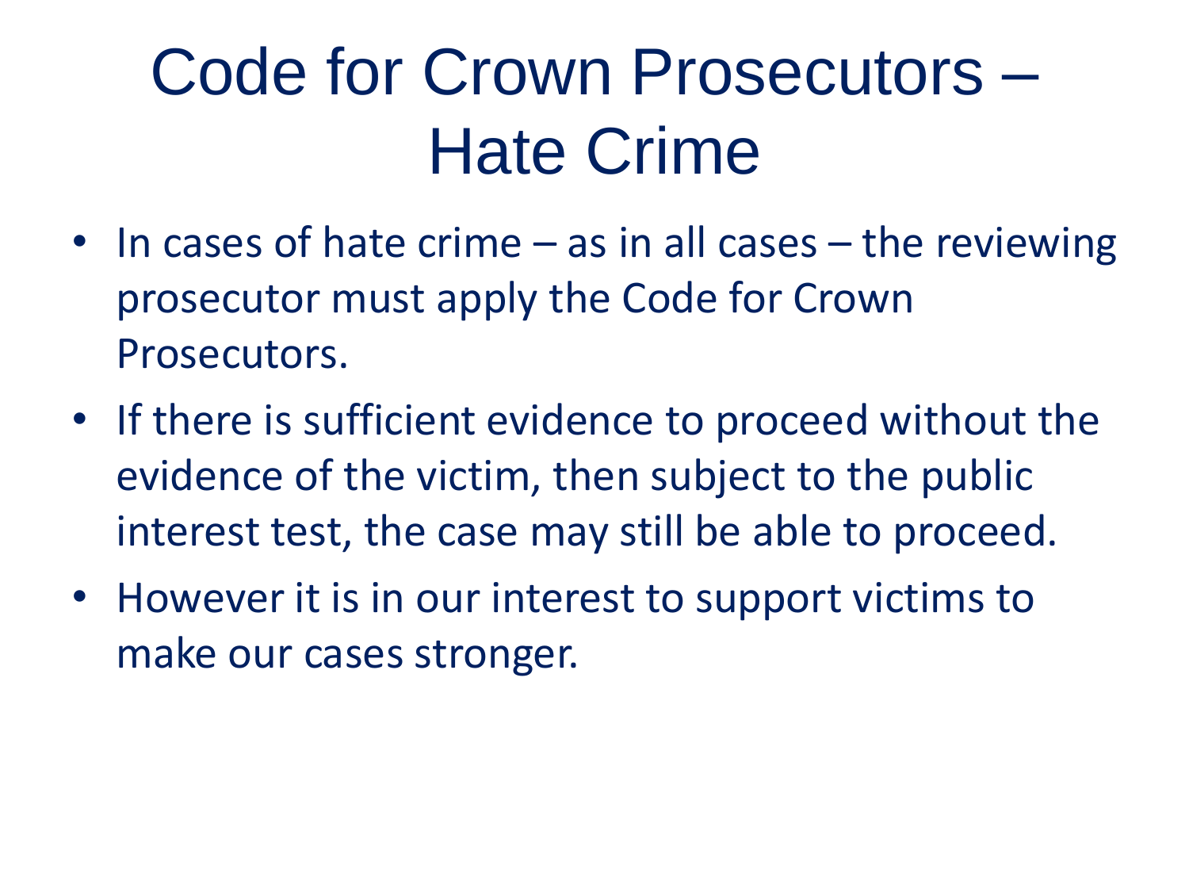# Code for Crown Prosecutors – Hate Crime

- In cases of hate crime – as in all cases – the reviewing prosecutor must apply the Code for Crown Prosecutors.
- If there is sufficient evidence to proceed without the evidence of the victim, then subject to the public interest test, the case may still be able to proceed.
- However it is in our interest to support victims to make our cases stronger.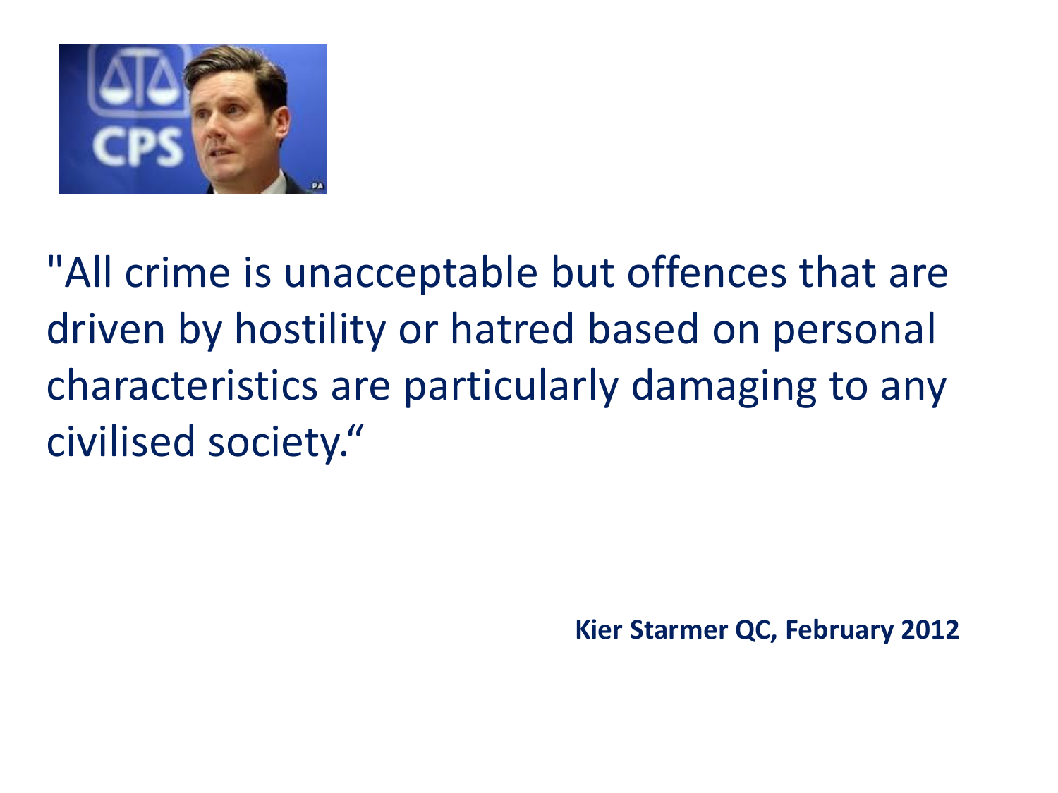"All crime is unacceptable but offences that are driven by hostility or hatred based on personal characteristics are particularly damaging to any civilised society.“

**Kier Starmer QC, February 2012**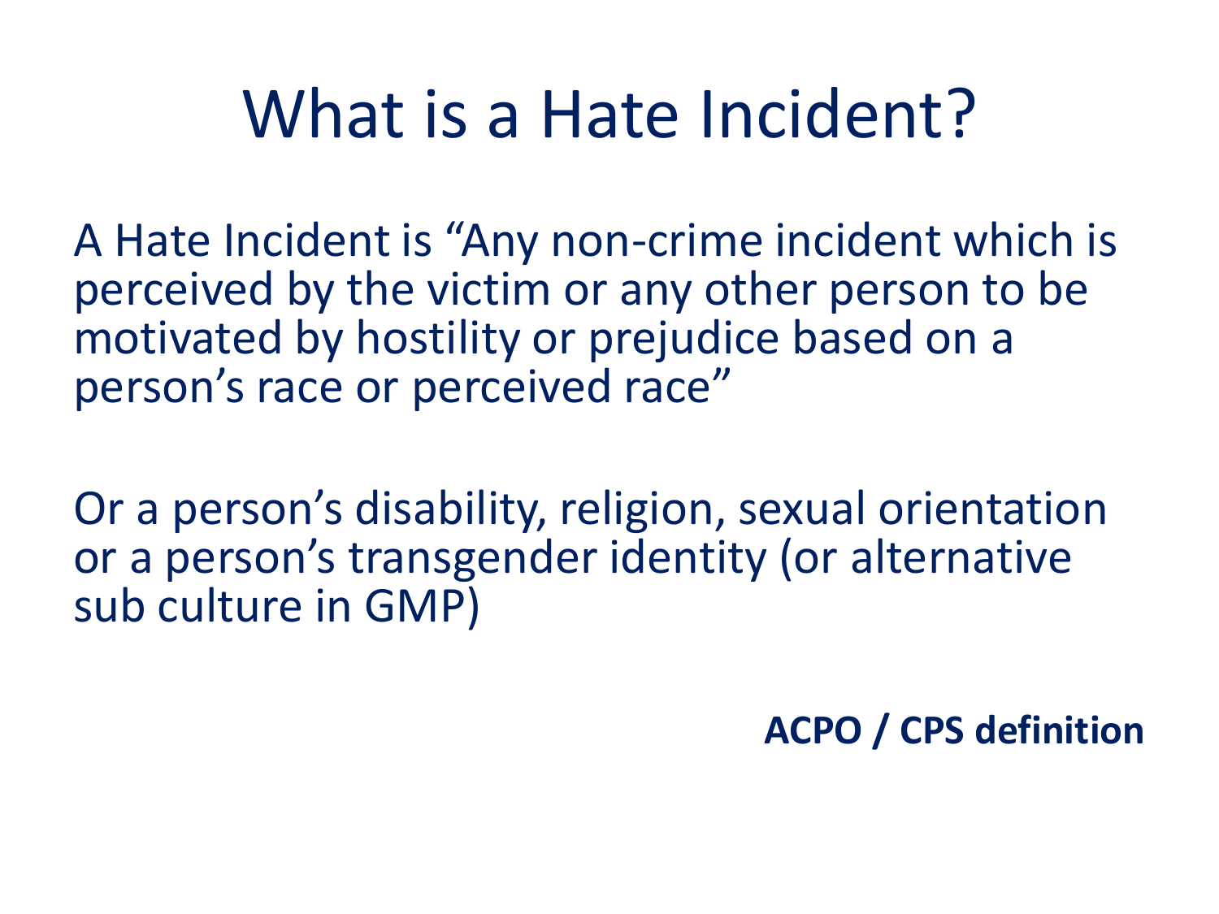# What is a Hate Incident?

A Hate Incident is “Any non-crime incident which is perceived by the victim or any other person to be motivated by hostility or prejudice based on a person’s race or perceived race”

Or a person’s disability, religion, sexual orientation or a person’s transgender identity (or alternative sub culture in GMP)

**ACPO / CPS definition**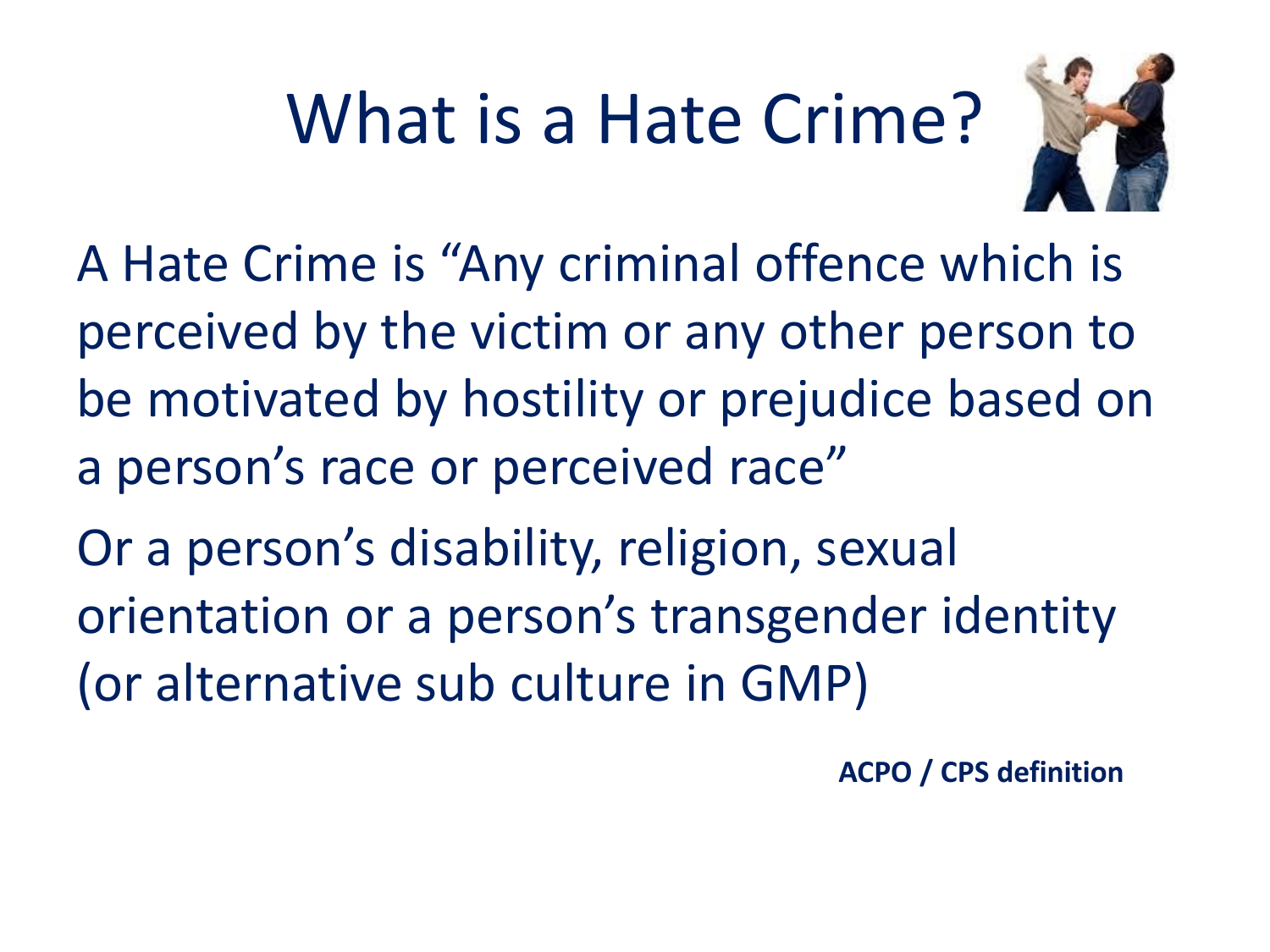# What is a Hate Crime?

A Hate Crime is "Any criminal offence which is perceived by the victim or any other person to be motivated by hostility or prejudice based on a person's race or perceived race"

Or a person's disability, religion, sexual orientation or a person's transgender identity (or alternative sub culture in GMP)

**ACPO / CPS definition**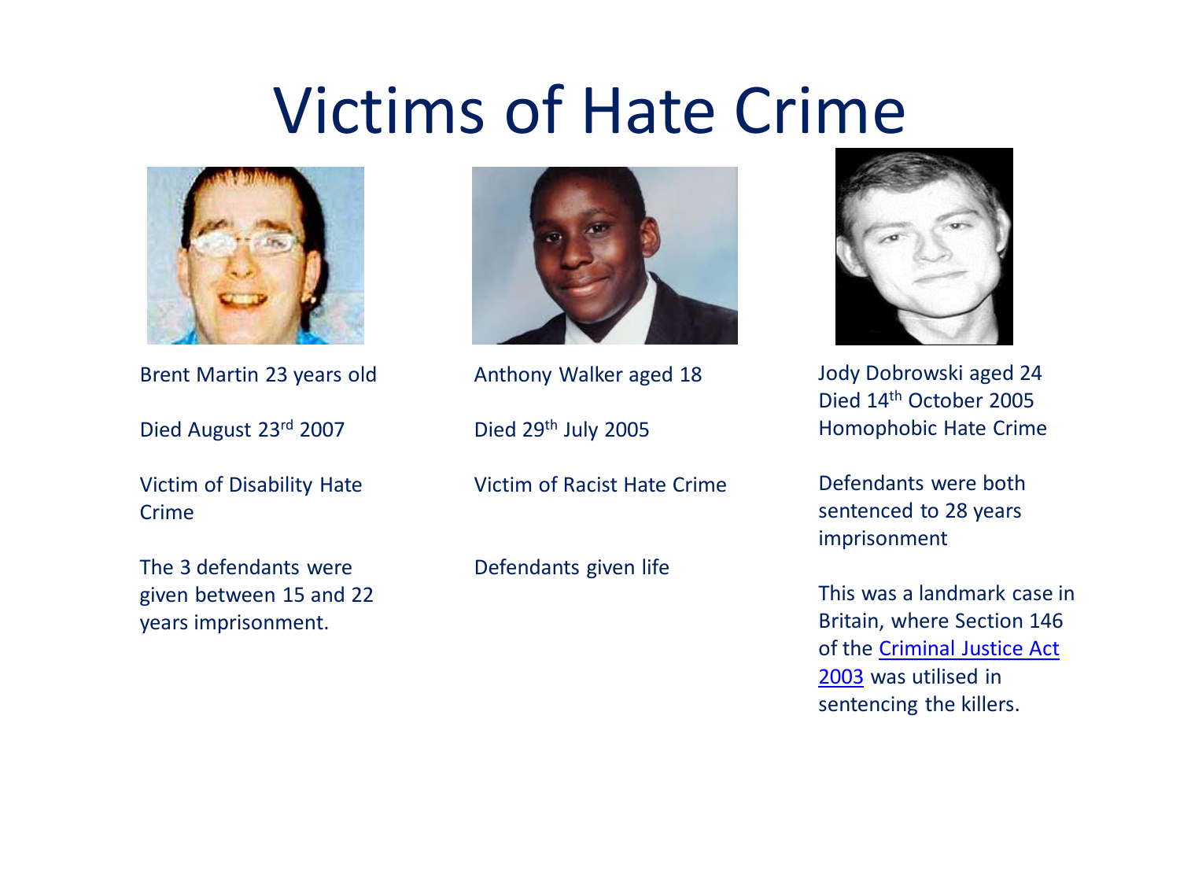# Victims of Hate Crime

Brent Martin 23 years old

Died August 23rd 2007

Victim of Disability Hate Crime

The 3 defendants were given between 15 and 22 years imprisonment.

Anthony Walker aged 18

Died 29th July 2005

Victim of Racist Hate Crime

Defendants given life

Jody Dobrowski aged 24
Died 14th October 2005
Homophobic Hate Crime

Defendants were both sentenced to 28 years imprisonment

This was a landmark case in Britain, where Section 146 of the Criminal Justice Act 2003 was utilised in sentencing the killers.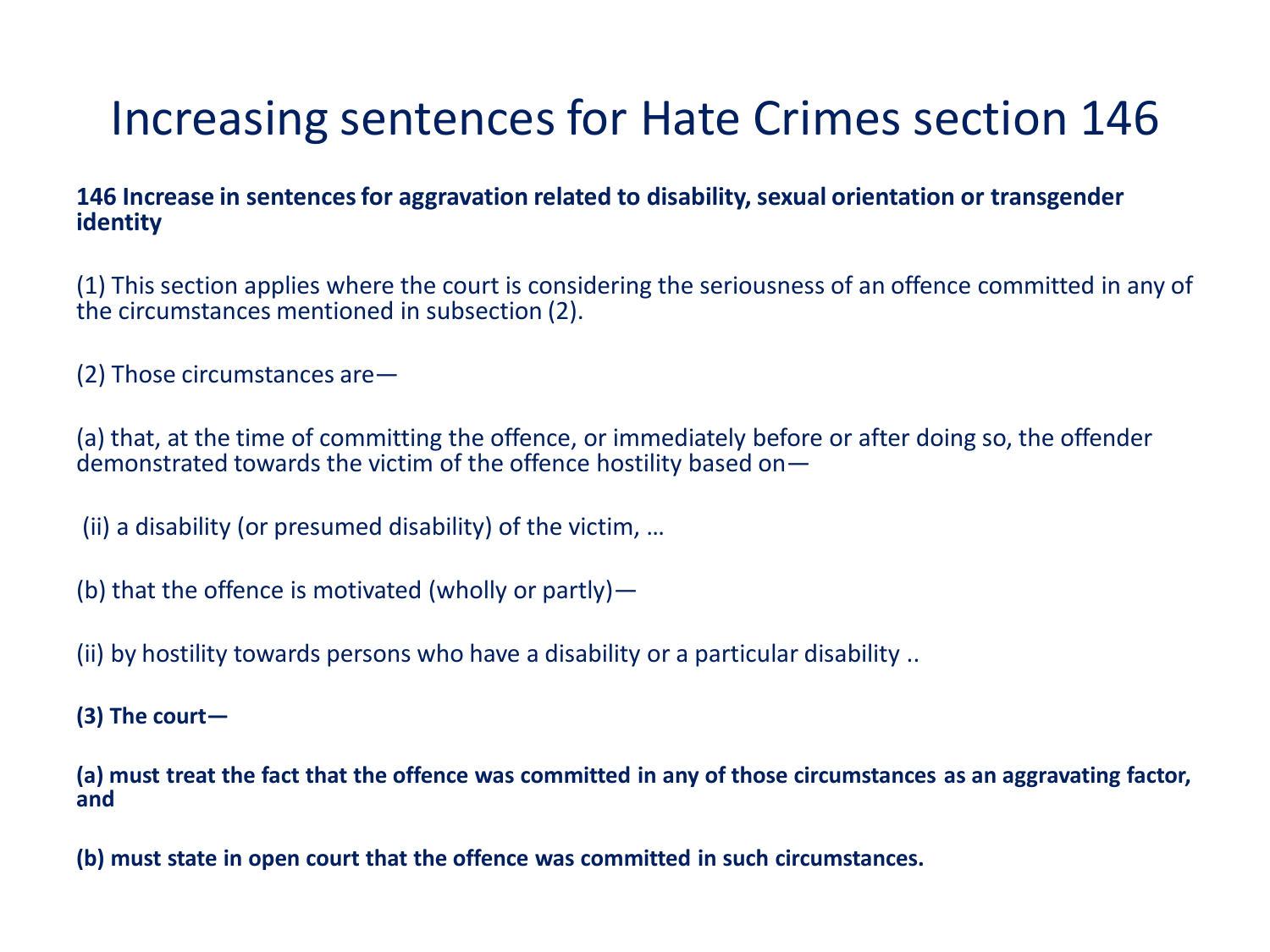# Increasing sentences for Hate Crimes section 146

**146 Increase in sentences for aggravation related to disability, sexual orientation or transgender identity**

(1) This section applies where the court is considering the seriousness of an offence committed in any of the circumstances mentioned in subsection (2).

(2) Those circumstances are—

(a) that, at the time of committing the offence, or immediately before or after doing so, the offender demonstrated towards the victim of the offence hostility based on—

(ii) a disability (or presumed disability) of the victim, …

(b) that the offence is motivated (wholly or partly)—

(ii) by hostility towards persons who have a disability or a particular disability ..

**(3) The court—**

**(a) must treat the fact that the offence was committed in any of those circumstances as an aggravating factor, and**

**(b) must state in open court that the offence was committed in such circumstances.**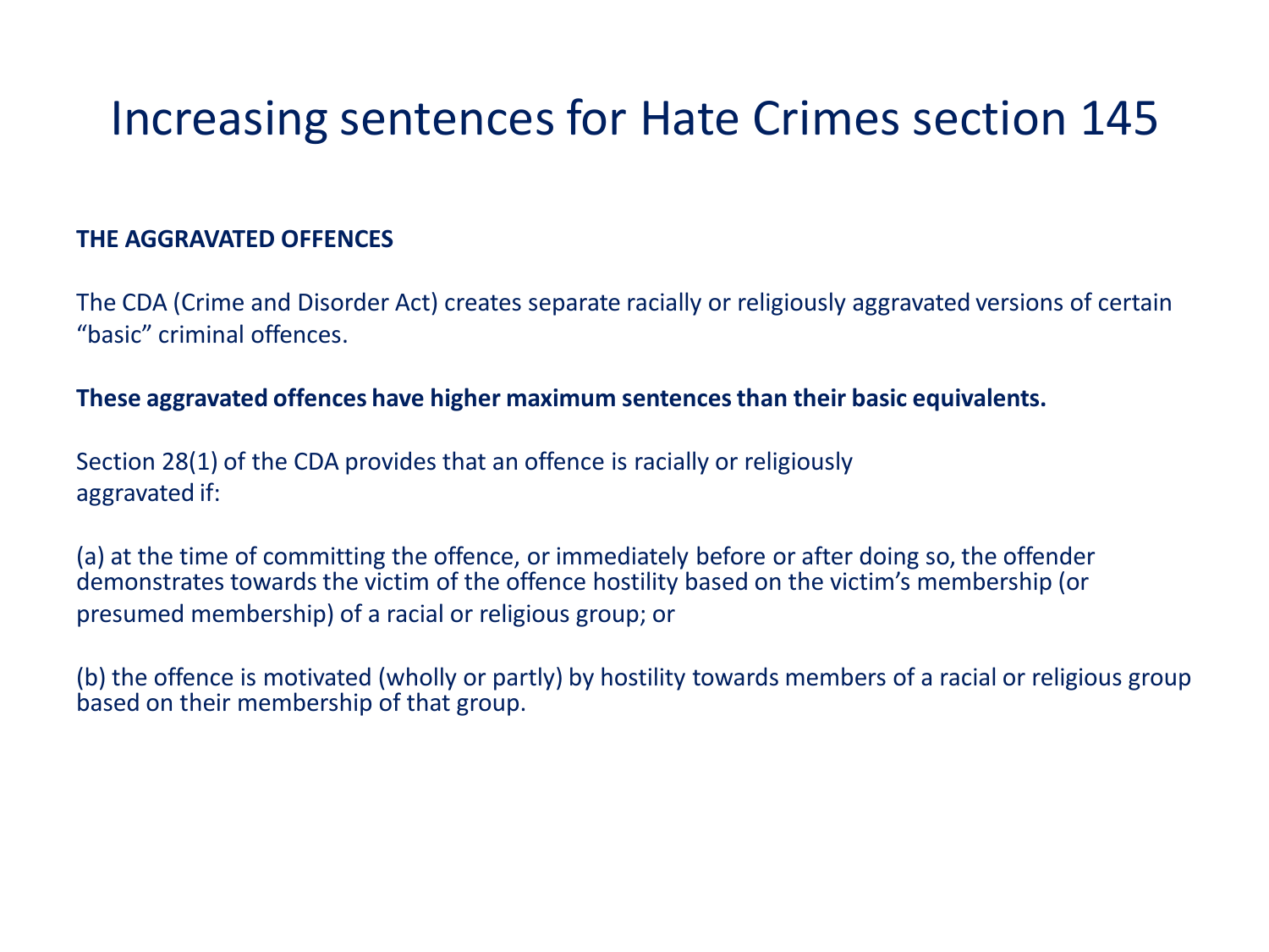# Increasing sentences for Hate Crimes section 145

**THE AGGRAVATED OFFENCES**

The CDA (Crime and Disorder Act) creates separate racially or religiously aggravated versions of certain "basic" criminal offences.

**These aggravated offences have higher maximum sentences than their basic equivalents.**

Section 28(1) of the CDA provides that an offence is racially or religiously aggravated if:

(a) at the time of committing the offence, or immediately before or after doing so, the offender demonstrates towards the victim of the offence hostility based on the victim's membership (or presumed membership) of a racial or religious group; or

(b) the offence is motivated (wholly or partly) by hostility towards members of a racial or religious group based on their membership of that group.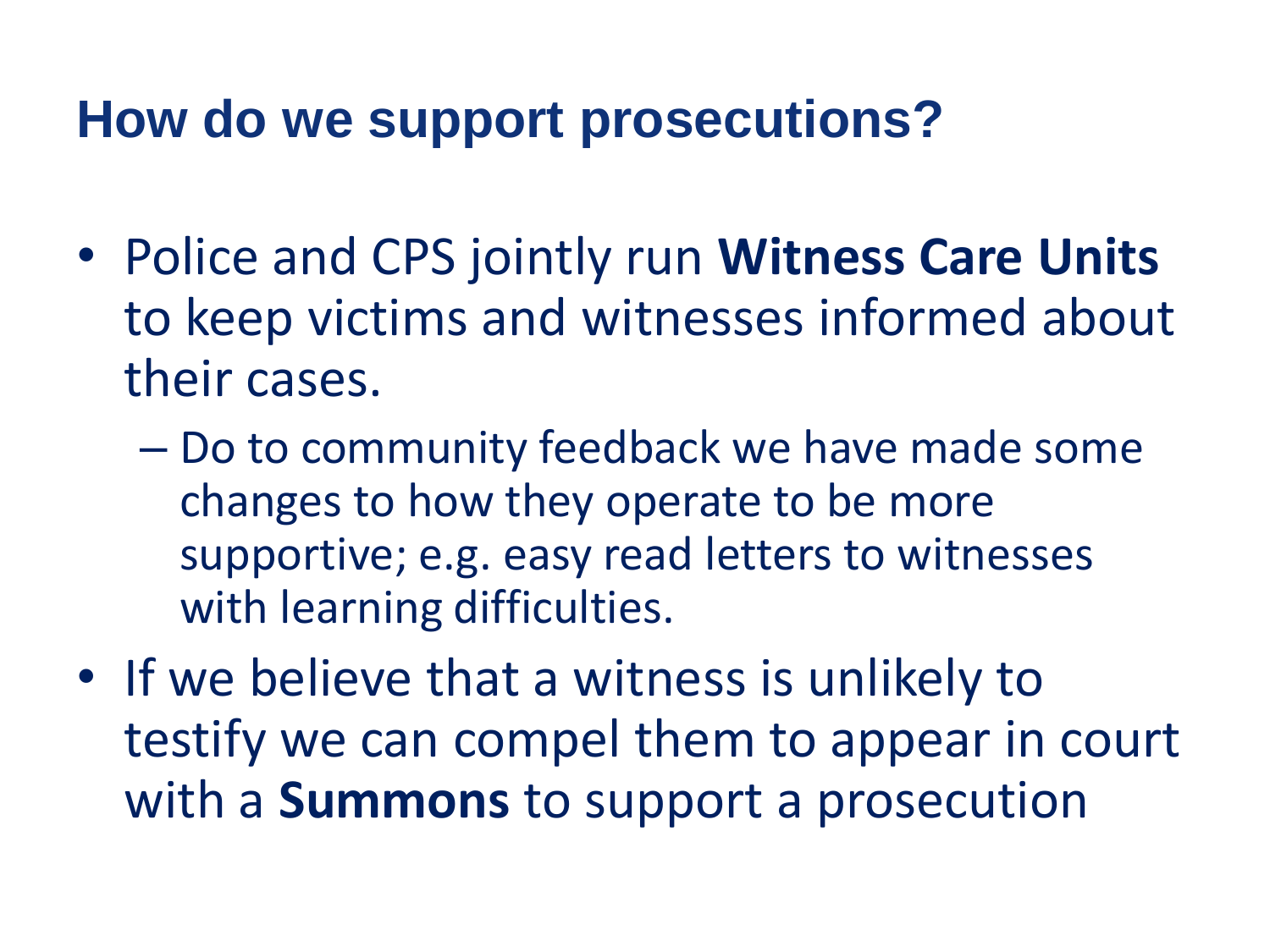# How do we support prosecutions?

- Police and CPS jointly run **Witness Care Units** to keep victims and witnesses informed about their cases.
  - Do to community feedback we have made some changes to how they operate to be more supportive; e.g. easy read letters to witnesses with learning difficulties.
- If we believe that a witness is unlikely to testify we can compel them to appear in court with a **Summons** to support a prosecution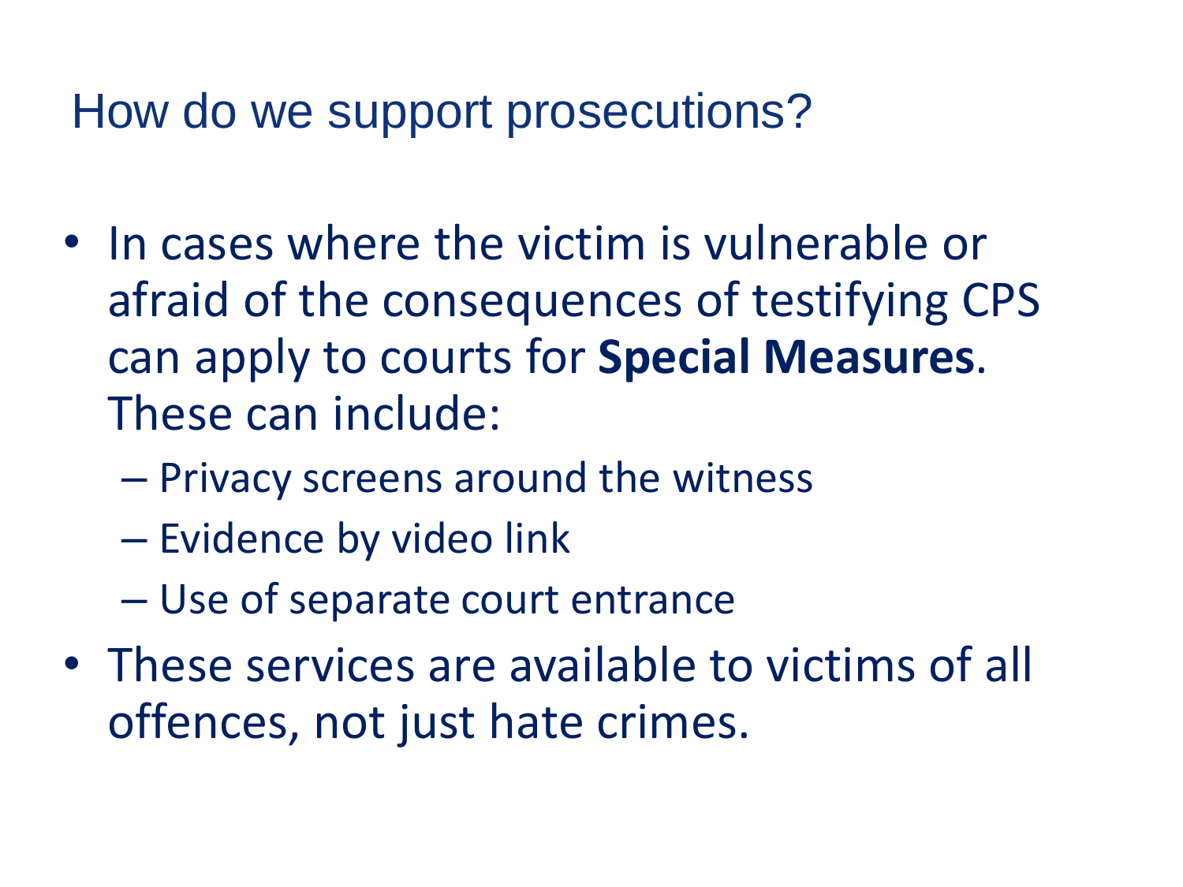# How do we support prosecutions?

- In cases where the victim is vulnerable or afraid of the consequences of testifying CPS can apply to courts for **Special Measures**. These can include:
  - Privacy screens around the witness
  - Evidence by video link
  - Use of separate court entrance
- These services are available to victims of all offences, not just hate crimes.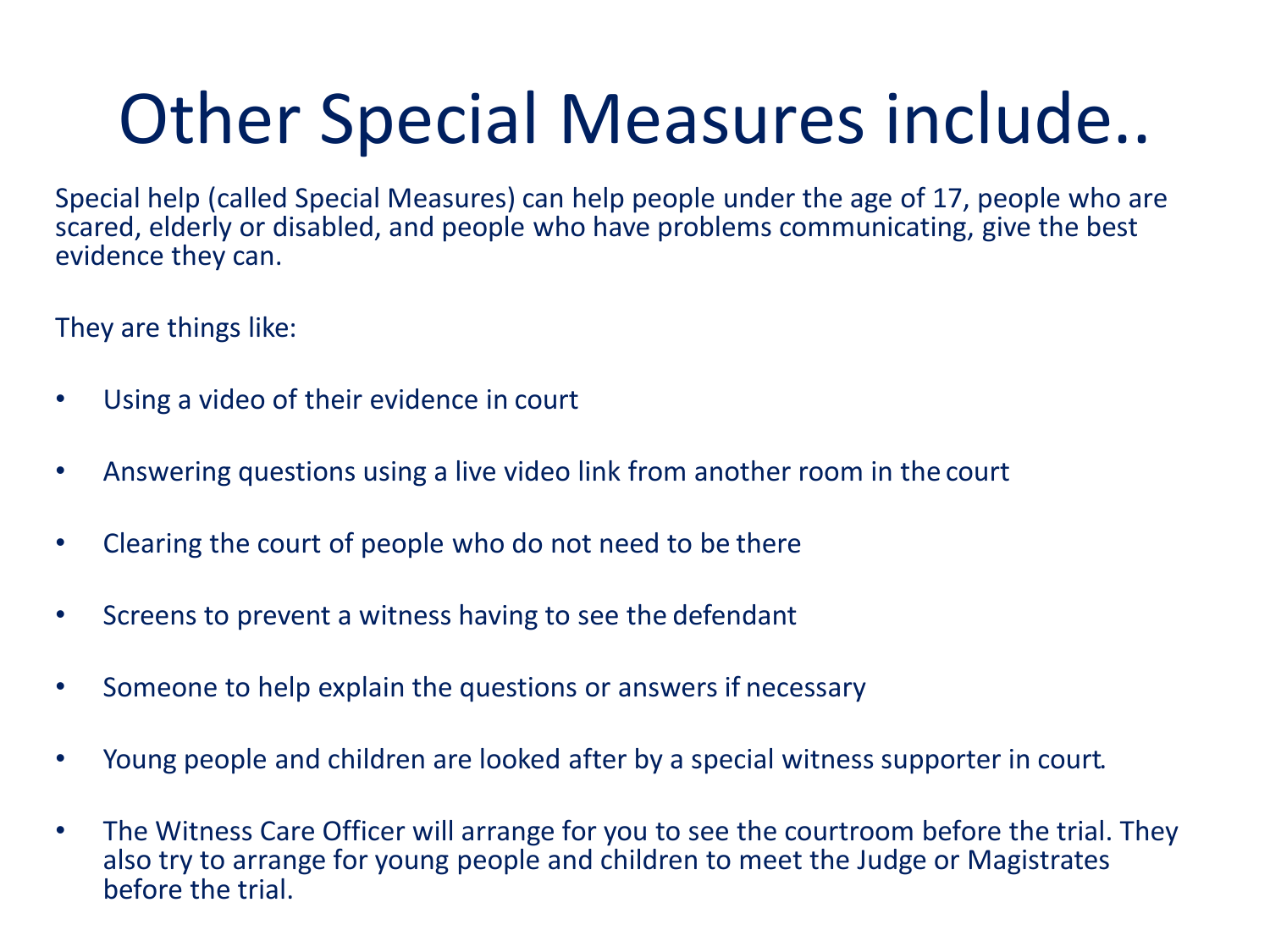# Other Special Measures include..

Special help (called Special Measures) can help people under the age of 17, people who are scared, elderly or disabled, and people who have problems communicating, give the best evidence they can.

They are things like:

- Using a video of their evidence in court
- Answering questions using a live video link from another room in the court
- Clearing the court of people who do not need to be there
- Screens to prevent a witness having to see the defendant
- Someone to help explain the questions or answers if necessary
- Young people and children are looked after by a special witness supporter in court.
- The Witness Care Officer will arrange for you to see the courtroom before the trial. They also try to arrange for young people and children to meet the Judge or Magistrates before the trial.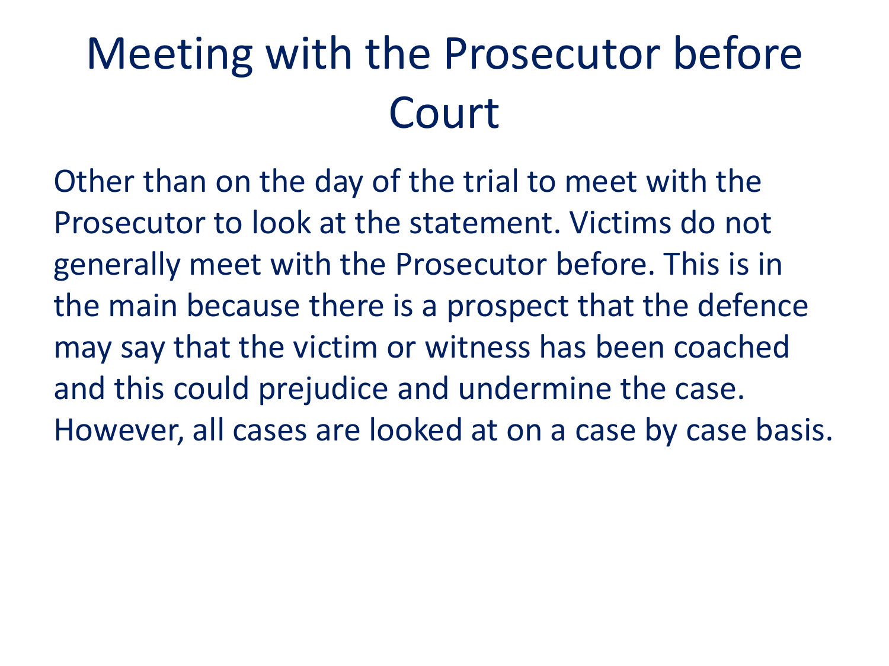# Meeting with the Prosecutor before Court

Other than on the day of the trial to meet with the Prosecutor to look at the statement. Victims do not generally meet with the Prosecutor before. This is in the main because there is a prospect that the defence may say that the victim or witness has been coached and this could prejudice and undermine the case. However, all cases are looked at on a case by case basis.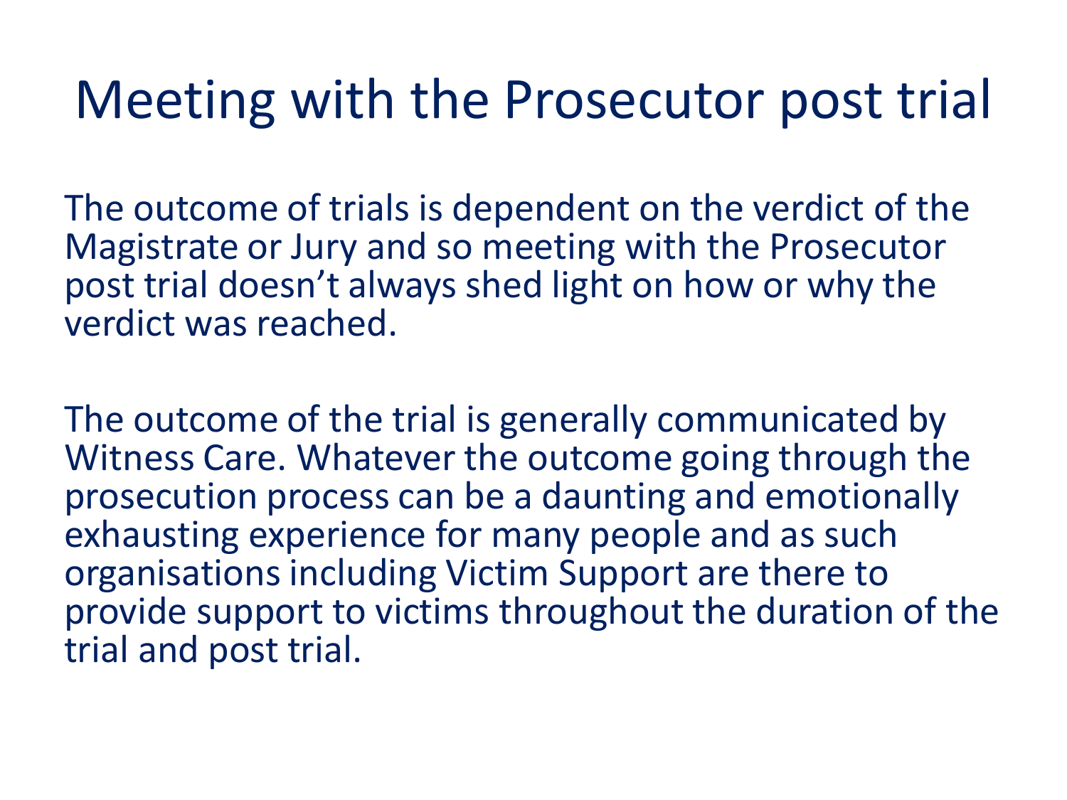# Meeting with the Prosecutor post trial

The outcome of trials is dependent on the verdict of the Magistrate or Jury and so meeting with the Prosecutor post trial doesn't always shed light on how or why the verdict was reached.

The outcome of the trial is generally communicated by Witness Care. Whatever the outcome going through the prosecution process can be a daunting and emotionally exhausting experience for many people and as such organisations including Victim Support are there to provide support to victims throughout the duration of the trial and post trial.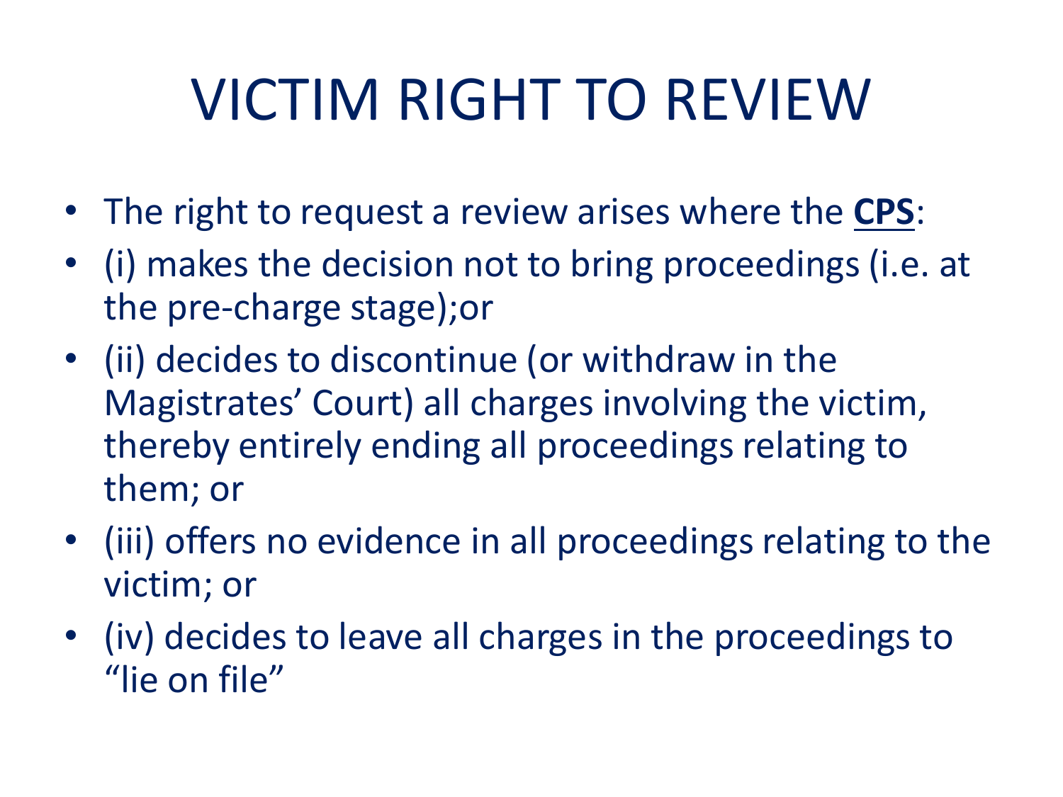# VICTIM RIGHT TO REVIEW

- The right to request a review arises where the **CPS**:
- (i) makes the decision not to bring proceedings (i.e. at the pre-charge stage);or
- (ii) decides to discontinue (or withdraw in the Magistrates' Court) all charges involving the victim, thereby entirely ending all proceedings relating to them; or
- (iii) offers no evidence in all proceedings relating to the victim; or
- (iv) decides to leave all charges in the proceedings to "lie on file"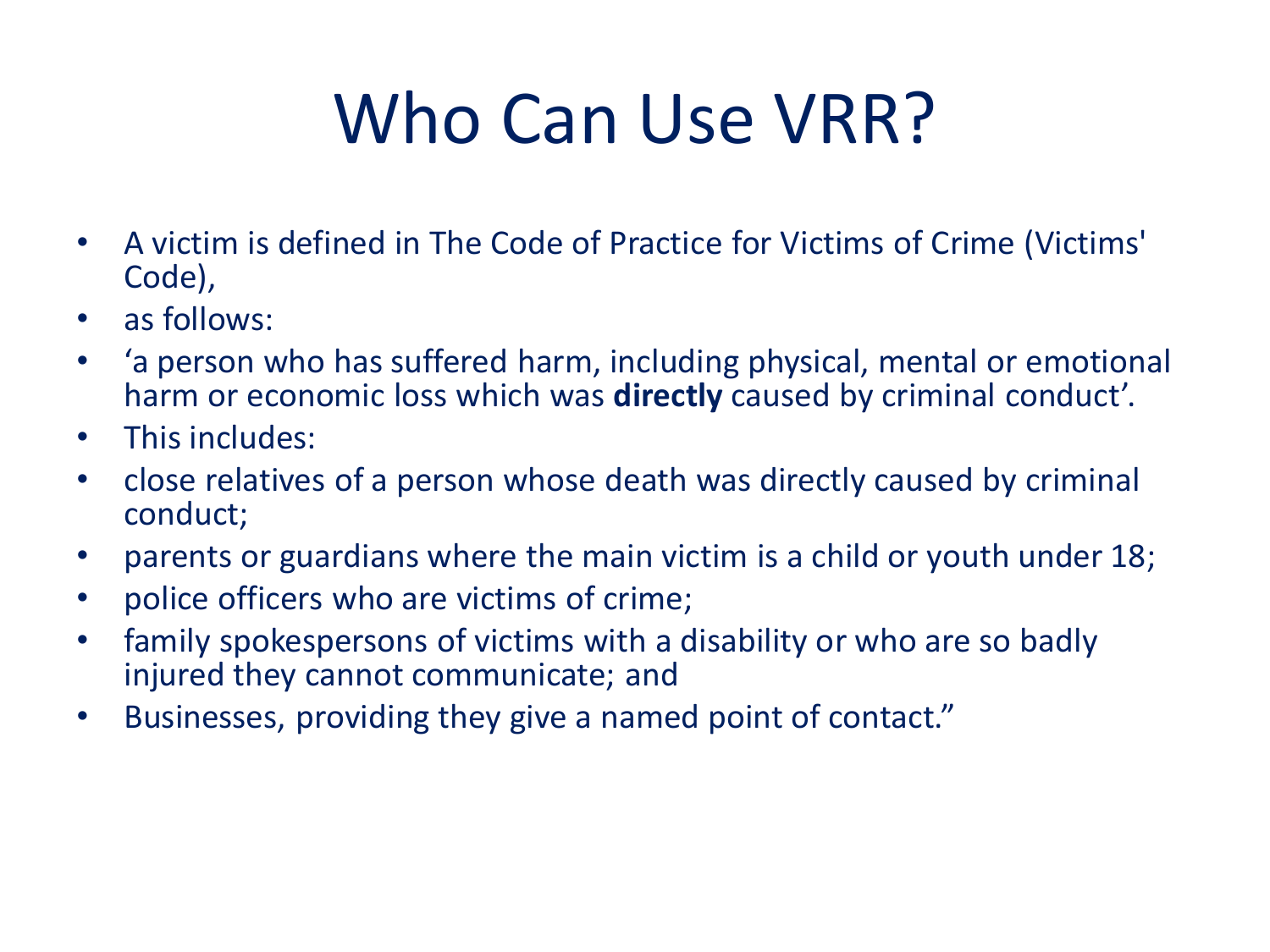# Who Can Use VRR?

- A victim is defined in The Code of Practice for Victims of Crime (Victims' Code),
- as follows:
- 'a person who has suffered harm, including physical, mental or emotional harm or economic loss which was **directly** caused by criminal conduct'.
- This includes:
- close relatives of a person whose death was directly caused by criminal conduct;
- parents or guardians where the main victim is a child or youth under 18;
- police officers who are victims of crime;
- family spokespersons of victims with a disability or who are so badly injured they cannot communicate; and
- Businesses, providing they give a named point of contact."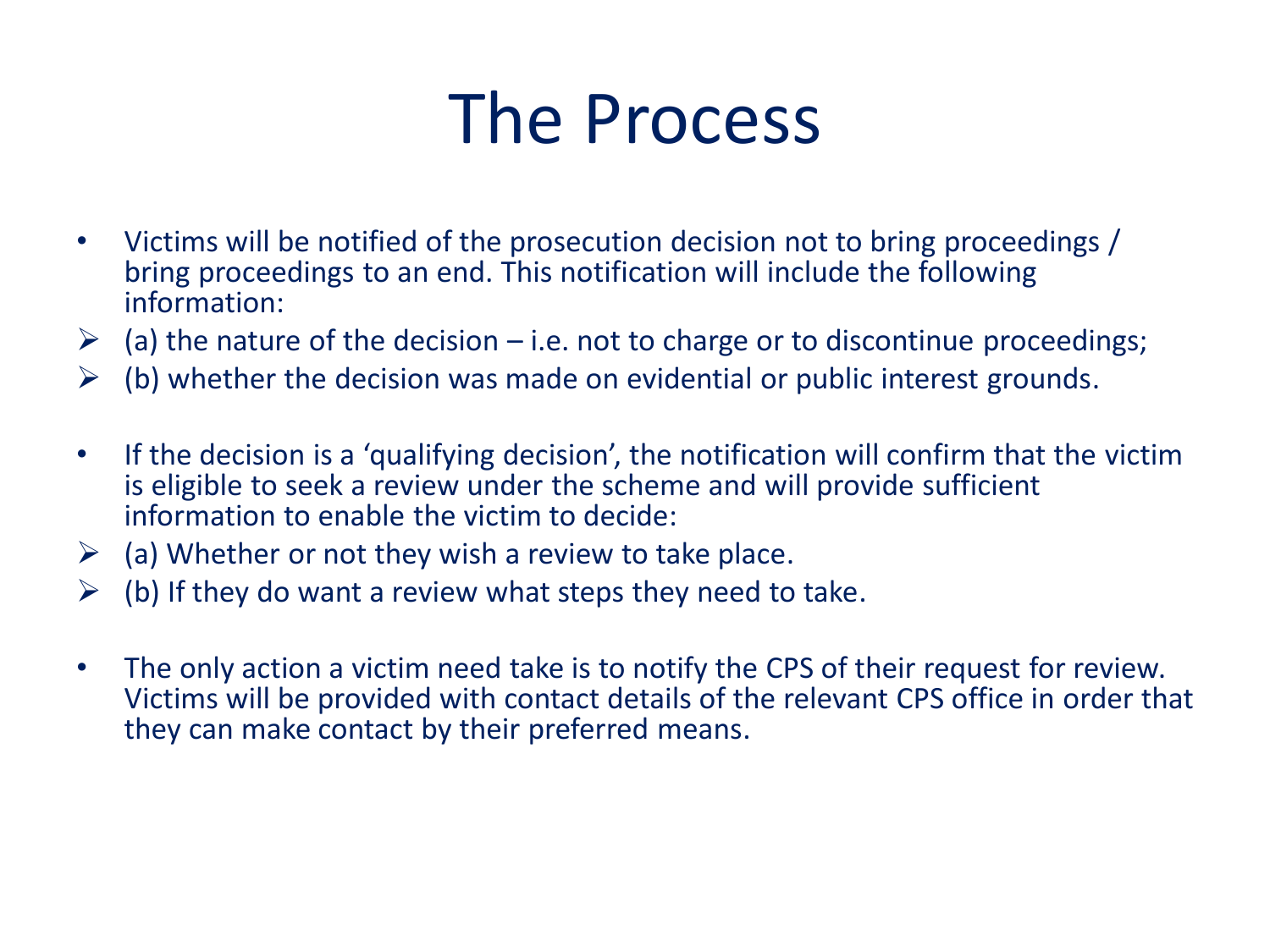# The Process

- Victims will be notified of the prosecution decision not to bring proceedings / bring proceedings to an end. This notification will include the following information:
  - (a) the nature of the decision – i.e. not to charge or to discontinue proceedings;
  - (b) whether the decision was made on evidential or public interest grounds.

- If the decision is a 'qualifying decision', the notification will confirm that the victim is eligible to seek a review under the scheme and will provide sufficient information to enable the victim to decide:
  - (a) Whether or not they wish a review to take place.
  - (b) If they do want a review what steps they need to take.

- The only action a victim need take is to notify the CPS of their request for review. Victims will be provided with contact details of the relevant CPS office in order that they can make contact by their preferred means.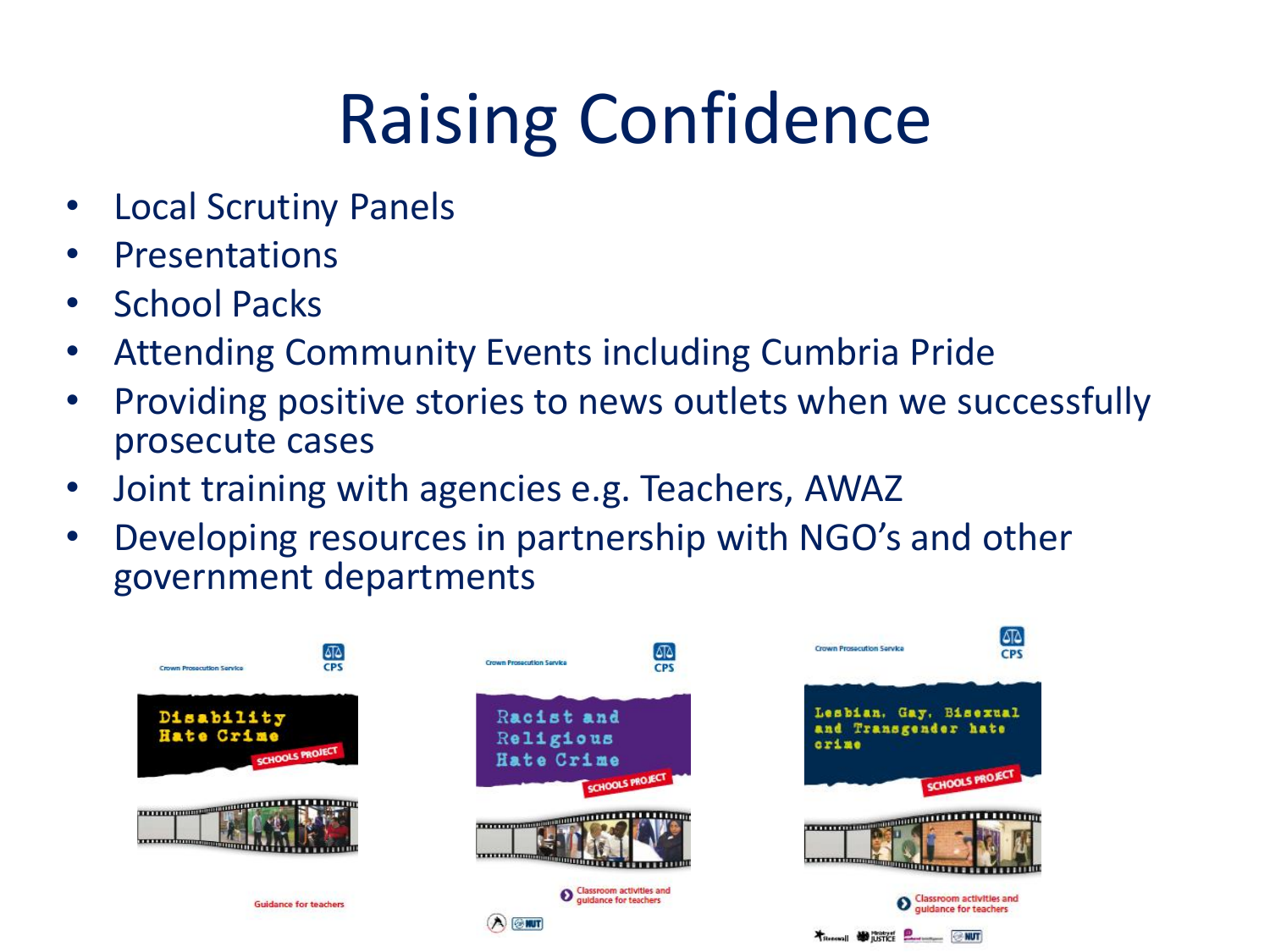# Raising Confidence

- Local Scrutiny Panels
- Presentations
- School Packs
- Attending Community Events including Cumbria Pride
- Providing positive stories to news outlets when we successfully prosecute cases
- Joint training with agencies e.g. Teachers, AWAZ
- Developing resources in partnership with NGO's and other government departments

Crown Prosecution Service CPS

Disability Hate Crime

SCHOOLS PROJECT

Guidance for teachers

Crown Prosecution Service CPS

Racist and Religious Hate Crime

SCHOOLS PROJECT

Classroom activities and guidance for teachers

Crown Prosecution Service CPS

Lesbian, Gay, Bisexual and Transgender hate crime

SCHOOLS PROJECT

Classroom activities and guidance for teachers